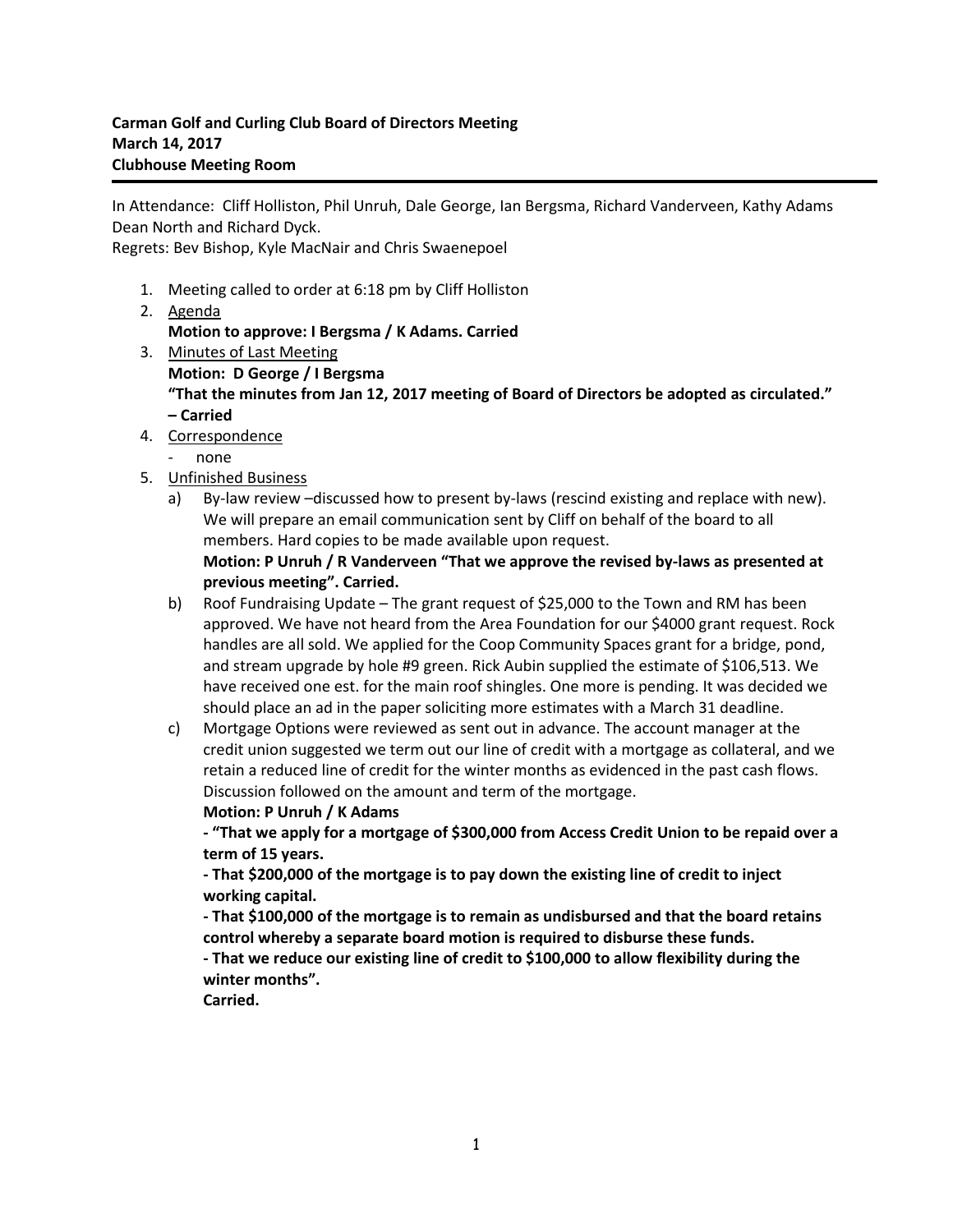**Carman Golf and Curling Club Board of Directors Meeting**
**March 14, 2017**
**Clubhouse Meeting Room**

---

In Attendance: Cliff Holliston, Phil Unruh, Dale George, Ian Bergsma, Richard Vanderveen, Kathy Adams Dean North and Richard Dyck.
Regrets: Bev Bishop, Kyle MacNair and Chris Swaenepoel

1. Meeting called to order at 6:18 pm by Cliff Holliston
2. Agenda
   **Motion to approve: I Bergsma / K Adams. Carried**
3. Minutes of Last Meeting
   **Motion: D George / I Bergsma**
   **"That the minutes from Jan 12, 2017 meeting of Board of Directors be adopted as circulated." – Carried**
4. Correspondence
   - none
5. Unfinished Business
   a) By-law review –discussed how to present by-laws (rescind existing and replace with new). We will prepare an email communication sent by Cliff on behalf of the board to all members. Hard copies to be made available upon request.
   **Motion: P Unruh / R Vanderveen "That we approve the revised by-laws as presented at previous meeting". Carried.**
   b) Roof Fundraising Update – The grant request of $25,000 to the Town and RM has been approved. We have not heard from the Area Foundation for our $4000 grant request. Rock handles are all sold. We applied for the Coop Community Spaces grant for a bridge, pond, and stream upgrade by hole #9 green. Rick Aubin supplied the estimate of $106,513. We have received one est. for the main roof shingles. One more is pending. It was decided we should place an ad in the paper soliciting more estimates with a March 31 deadline.
   c) Mortgage Options were reviewed as sent out in advance. The account manager at the credit union suggested we term out our line of credit with a mortgage as collateral, and we retain a reduced line of credit for the winter months as evidenced in the past cash flows. Discussion followed on the amount and term of the mortgage.
   **Motion: P Unruh / K Adams**
   **- "That we apply for a mortgage of $300,000 from Access Credit Union to be repaid over a term of 15 years.**
   **- That $200,000 of the mortgage is to pay down the existing line of credit to inject working capital.**
   **- That $100,000 of the mortgage is to remain as undisbursed and that the board retains control whereby a separate board motion is required to disburse these funds.**
   **- That we reduce our existing line of credit to $100,000 to allow flexibility during the winter months".**
   **Carried.**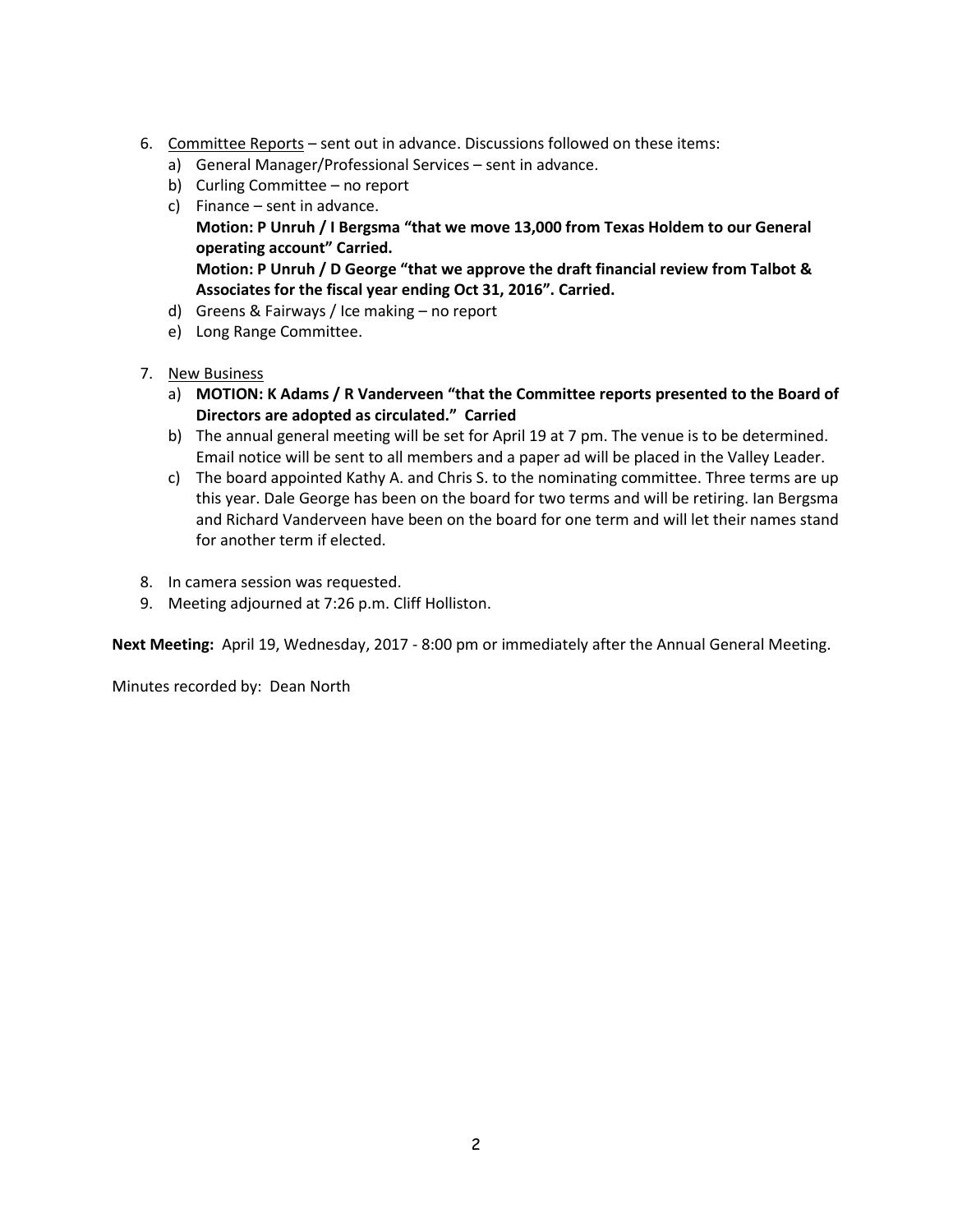6. <u>Committee Reports</u> – sent out in advance. Discussions followed on these items:
   a) General Manager/Professional Services – sent in advance.
   b) Curling Committee – no report
   c) Finance – sent in advance.
      **Motion: P Unruh / I Bergsma "that we move 13,000 from Texas Holdem to our General operating account" Carried.**
      **Motion: P Unruh / D George "that we approve the draft financial review from Talbot & Associates for the fiscal year ending Oct 31, 2016". Carried.**
   d) Greens & Fairways / Ice making – no report
   e) Long Range Committee.

7. <u>New Business</u>
   a) **MOTION: K Adams / R Vanderveen "that the Committee reports presented to the Board of Directors are adopted as circulated." Carried**
   b) The annual general meeting will be set for April 19 at 7 pm. The venue is to be determined. Email notice will be sent to all members and a paper ad will be placed in the Valley Leader.
   c) The board appointed Kathy A. and Chris S. to the nominating committee. Three terms are up this year. Dale George has been on the board for two terms and will be retiring. Ian Bergsma and Richard Vanderveen have been on the board for one term and will let their names stand for another term if elected.

8. In camera session was requested.
9. Meeting adjourned at 7:26 p.m. Cliff Holliston.

**Next Meeting:** April 19, Wednesday, 2017 - 8:00 pm or immediately after the Annual General Meeting.

Minutes recorded by: Dean North